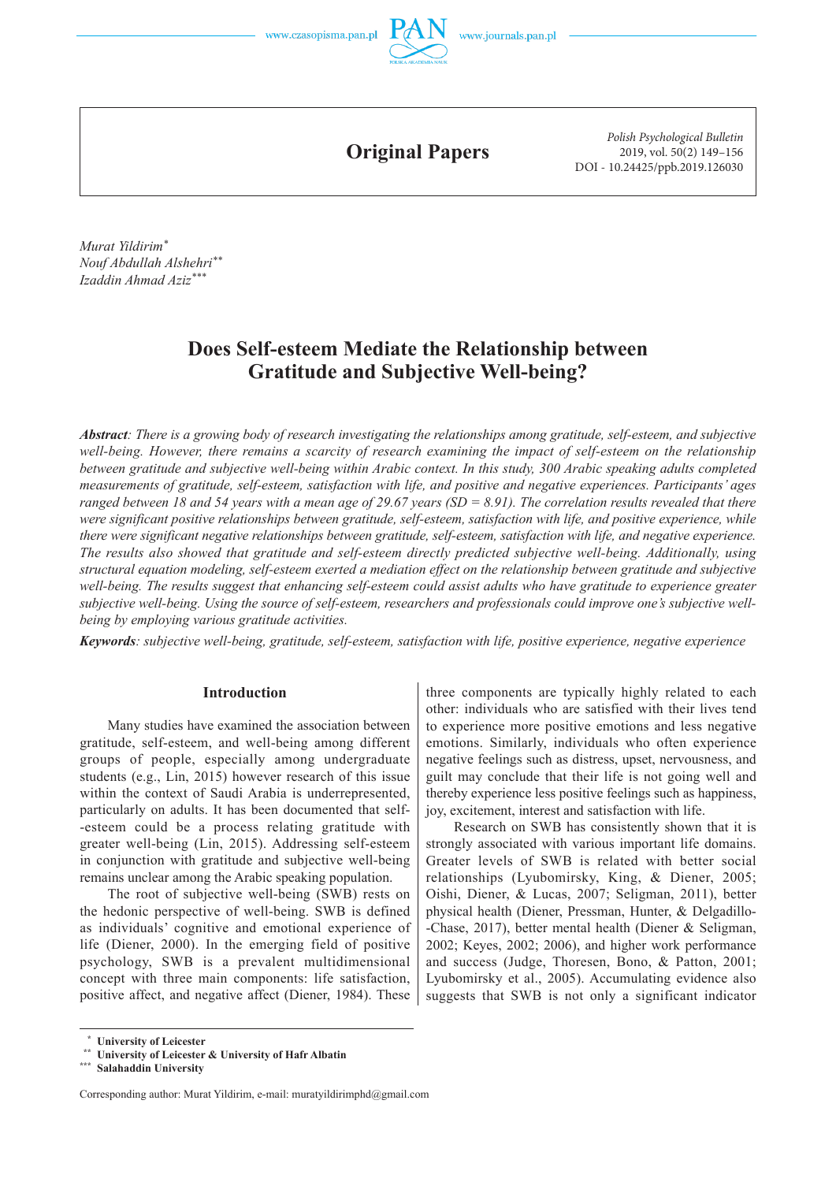Original Papers

*Polish Psychological Bulletin*
2019, vol. 50(2) 149–156
DOI - 10.24425/ppb.2019.126030

*Murat Yildirim*[*]
*Nouf Abdullah Alshehri*[**]
*Izaddin Ahmad Aziz*[***]

# Does Self-esteem Mediate the Relationship between Gratitude and Subjective Well-being?

***Abstract****: There is a growing body of research investigating the relationships among gratitude, self-esteem, and subjective well-being. However, there remains a scarcity of research examining the impact of self-esteem on the relationship between gratitude and subjective well-being within Arabic context. In this study, 300 Arabic speaking adults completed measurements of gratitude, self-esteem, satisfaction with life, and positive and negative experiences. Participants' ages ranged between 18 and 54 years with a mean age of 29.67 years (SD = 8.91). The correlation results revealed that there were significant positive relationships between gratitude, self-esteem, satisfaction with life, and positive experience, while there were significant negative relationships between gratitude, self-esteem, satisfaction with life, and negative experience. The results also showed that gratitude and self-esteem directly predicted subjective well-being. Additionally, using structural equation modeling, self-esteem exerted a mediation effect on the relationship between gratitude and subjective well-being. The results suggest that enhancing self-esteem could assist adults who have gratitude to experience greater subjective well-being. Using the source of self-esteem, researchers and professionals could improve one's subjective well-being by employing various gratitude activities.*

***Keywords****: subjective well-being, gratitude, self-esteem, satisfaction with life, positive experience, negative experience*

## Introduction

Many studies have examined the association between gratitude, self-esteem, and well-being among different groups of people, especially among undergraduate students (e.g., Lin, 2015) however research of this issue within the context of Saudi Arabia is underrepresented, particularly on adults. It has been documented that self-esteem could be a process relating gratitude with greater well-being (Lin, 2015). Addressing self-esteem in conjunction with gratitude and subjective well-being remains unclear among the Arabic speaking population.

The root of subjective well-being (SWB) rests on the hedonic perspective of well-being. SWB is defined as individuals' cognitive and emotional experience of life (Diener, 2000). In the emerging field of positive psychology, SWB is a prevalent multidimensional concept with three main components: life satisfaction, positive affect, and negative affect (Diener, 1984). These three components are typically highly related to each other: individuals who are satisfied with their lives tend to experience more positive emotions and less negative emotions. Similarly, individuals who often experience negative feelings such as distress, upset, nervousness, and guilt may conclude that their life is not going well and thereby experience less positive feelings such as happiness, joy, excitement, interest and satisfaction with life.

Research on SWB has consistently shown that it is strongly associated with various important life domains. Greater levels of SWB is related with better social relationships (Lyubomirsky, King, & Diener, 2005; Oishi, Diener, & Lucas, 2007; Seligman, 2011), better physical health (Diener, Pressman, Hunter, & Delgadillo-Chase, 2017), better mental health (Diener & Seligman, 2002; Keyes, 2002; 2006), and higher work performance and success (Judge, Thoresen, Bono, & Patton, 2001; Lyubomirsky et al., 2005). Accumulating evidence also suggests that SWB is not only a significant indicator

[*] **University of Leicester**
[**] **University of Leicester & University of Hafr Albatin**
[***] **Salahaddin University**

Corresponding author: Murat Yildirim, e-mail: muratyildirimphd@gmail.com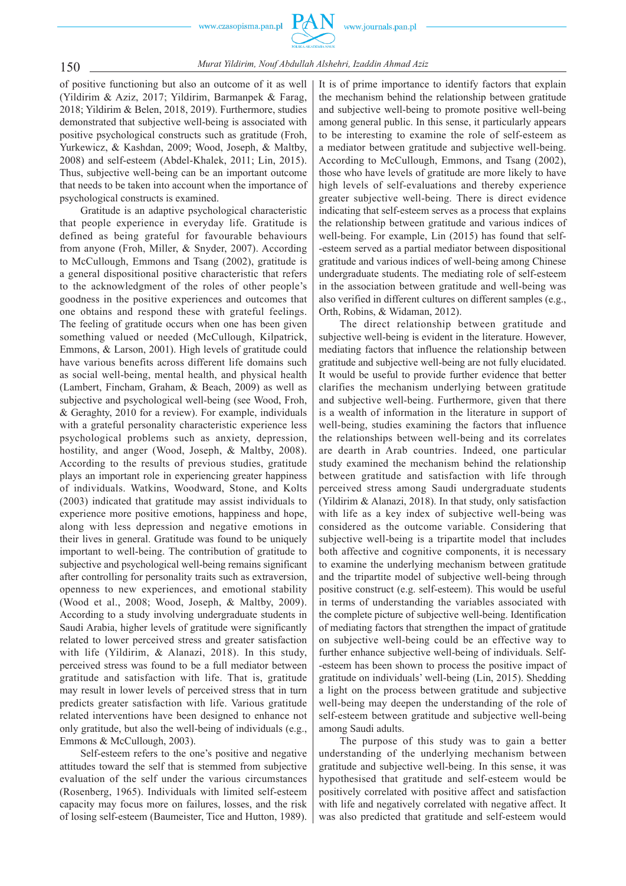of positive functioning but also an outcome of it as well (Yildirim & Aziz, 2017; Yildirim, Barmanpek & Farag, 2018; Yildirim & Belen, 2018, 2019). Furthermore, studies demonstrated that subjective well-being is associated with positive psychological constructs such as gratitude (Froh, Yurkewicz, & Kashdan, 2009; Wood, Joseph, & Maltby, 2008) and self-esteem (Abdel-Khalek, 2011; Lin, 2015). Thus, subjective well-being can be an important outcome that needs to be taken into account when the importance of psychological constructs is examined.

Gratitude is an adaptive psychological characteristic that people experience in everyday life. Gratitude is defined as being grateful for favourable behaviours from anyone (Froh, Miller, & Snyder, 2007). According to McCullough, Emmons and Tsang (2002), gratitude is a general dispositional positive characteristic that refers to the acknowledgment of the roles of other people's goodness in the positive experiences and outcomes that one obtains and respond these with grateful feelings. The feeling of gratitude occurs when one has been given something valued or needed (McCullough, Kilpatrick, Emmons, & Larson, 2001). High levels of gratitude could have various benefits across different life domains such as social well-being, mental health, and physical health (Lambert, Fincham, Graham, & Beach, 2009) as well as subjective and psychological well-being (see Wood, Froh, & Geraghty, 2010 for a review). For example, individuals with a grateful personality characteristic experience less psychological problems such as anxiety, depression, hostility, and anger (Wood, Joseph, & Maltby, 2008). According to the results of previous studies, gratitude plays an important role in experiencing greater happiness of individuals. Watkins, Woodward, Stone, and Kolts (2003) indicated that gratitude may assist individuals to experience more positive emotions, happiness and hope, along with less depression and negative emotions in their lives in general. Gratitude was found to be uniquely important to well-being. The contribution of gratitude to subjective and psychological well-being remains significant after controlling for personality traits such as extraversion, openness to new experiences, and emotional stability (Wood et al., 2008; Wood, Joseph, & Maltby, 2009). According to a study involving undergraduate students in Saudi Arabia, higher levels of gratitude were significantly related to lower perceived stress and greater satisfaction with life (Yildirim, & Alanazi, 2018). In this study, perceived stress was found to be a full mediator between gratitude and satisfaction with life. That is, gratitude may result in lower levels of perceived stress that in turn predicts greater satisfaction with life. Various gratitude related interventions have been designed to enhance not only gratitude, but also the well-being of individuals (e.g., Emmons & McCullough, 2003).

Self-esteem refers to the one's positive and negative attitudes toward the self that is stemmed from subjective evaluation of the self under the various circumstances (Rosenberg, 1965). Individuals with limited self-esteem capacity may focus more on failures, losses, and the risk of losing self-esteem (Baumeister, Tice and Hutton, 1989). It is of prime importance to identify factors that explain the mechanism behind the relationship between gratitude and subjective well-being to promote positive well-being among general public. In this sense, it particularly appears to be interesting to examine the role of self-esteem as a mediator between gratitude and subjective well-being. According to McCullough, Emmons, and Tsang (2002), those who have levels of gratitude are more likely to have high levels of self-evaluations and thereby experience greater subjective well-being. There is direct evidence indicating that self-esteem serves as a process that explains the relationship between gratitude and various indices of well-being. For example, Lin (2015) has found that self-esteem served as a partial mediator between dispositional gratitude and various indices of well-being among Chinese undergraduate students. The mediating role of self-esteem in the association between gratitude and well-being was also verified in different cultures on different samples (e.g., Orth, Robins, & Widaman, 2012).

The direct relationship between gratitude and subjective well-being is evident in the literature. However, mediating factors that influence the relationship between gratitude and subjective well-being are not fully elucidated. It would be useful to provide further evidence that better clarifies the mechanism underlying between gratitude and subjective well-being. Furthermore, given that there is a wealth of information in the literature in support of well-being, studies examining the factors that influence the relationships between well-being and its correlates are dearth in Arab countries. Indeed, one particular study examined the mechanism behind the relationship between gratitude and satisfaction with life through perceived stress among Saudi undergraduate students (Yildirim & Alanazi, 2018). In that study, only satisfaction with life as a key index of subjective well-being was considered as the outcome variable. Considering that subjective well-being is a tripartite model that includes both affective and cognitive components, it is necessary to examine the underlying mechanism between gratitude and the tripartite model of subjective well-being through positive construct (e.g. self-esteem). This would be useful in terms of understanding the variables associated with the complete picture of subjective well-being. Identification of mediating factors that strengthen the impact of gratitude on subjective well-being could be an effective way to further enhance subjective well-being of individuals. Self-esteem has been shown to process the positive impact of gratitude on individuals' well-being (Lin, 2015). Shedding a light on the process between gratitude and subjective well-being may deepen the understanding of the role of self-esteem between gratitude and subjective well-being among Saudi adults.

The purpose of this study was to gain a better understanding of the underlying mechanism between gratitude and subjective well-being. In this sense, it was hypothesised that gratitude and self-esteem would be positively correlated with positive affect and satisfaction with life and negatively correlated with negative affect. It was also predicted that gratitude and self-esteem would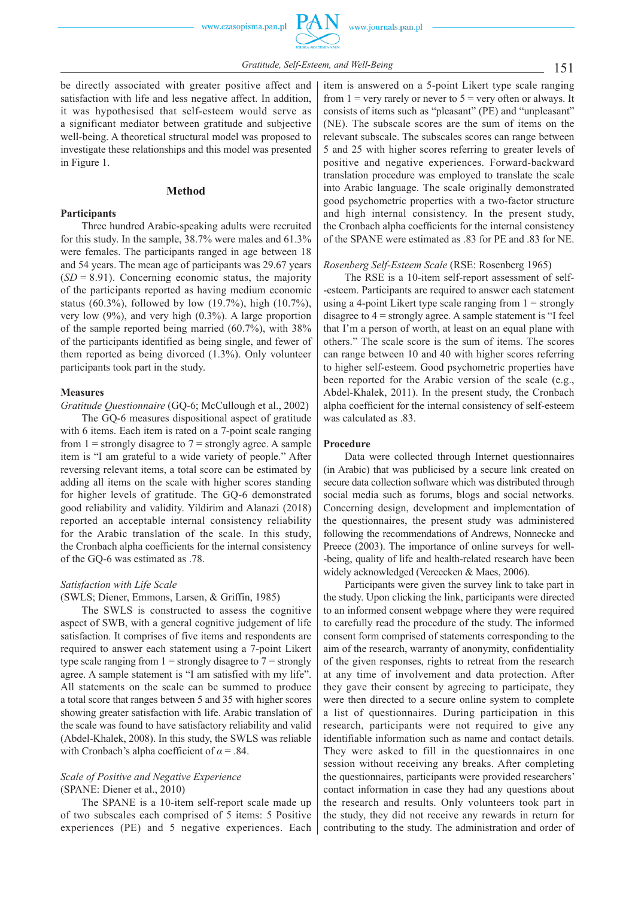be directly associated with greater positive affect and satisfaction with life and less negative affect. In addition, it was hypothesised that self-esteem would serve as a significant mediator between gratitude and subjective well-being. A theoretical structural model was proposed to investigate these relationships and this model was presented in Figure 1.

## Method

### Participants

Three hundred Arabic-speaking adults were recruited for this study. In the sample, 38.7% were males and 61.3% were females. The participants ranged in age between 18 and 54 years. The mean age of participants was 29.67 years (*SD* = 8.91). Concerning economic status, the majority of the participants reported as having medium economic status (60.3%), followed by low (19.7%), high (10.7%), very low (9%), and very high (0.3%). A large proportion of the sample reported being married (60.7%), with 38% of the participants identified as being single, and fewer of them reported as being divorced (1.3%). Only volunteer participants took part in the study.

### Measures

*Gratitude Questionnaire* (GQ-6; McCullough et al., 2002)

The GQ-6 measures dispositional aspect of gratitude with 6 items. Each item is rated on a 7-point scale ranging from 1 = strongly disagree to 7 = strongly agree. A sample item is "I am grateful to a wide variety of people." After reversing relevant items, a total score can be estimated by adding all items on the scale with higher scores standing for higher levels of gratitude. The GQ-6 demonstrated good reliability and validity. Yildirim and Alanazi (2018) reported an acceptable internal consistency reliability for the Arabic translation of the scale. In this study, the Cronbach alpha coefficients for the internal consistency of the GQ-6 was estimated as .78.

*Satisfaction with Life Scale*
(SWLS; Diener, Emmons, Larsen, & Griffin, 1985)

The SWLS is constructed to assess the cognitive aspect of SWB, with a general cognitive judgement of life satisfaction. It comprises of five items and respondents are required to answer each statement using a 7-point Likert type scale ranging from 1 = strongly disagree to 7 = strongly agree. A sample statement is "I am satisfied with my life." All statements on the scale can be summed to produce a total score that ranges between 5 and 35 with higher scores showing greater satisfaction with life. Arabic translation of the scale was found to have satisfactory reliability and valid (Abdel-Khalek, 2008). In this study, the SWLS was reliable with Cronbach's alpha coefficient of $\alpha$ = .84.

*Scale of Positive and Negative Experience*
(SPANE: Diener et al., 2010)

The SPANE is a 10-item self-report scale made up of two subscales each comprised of 5 items: 5 Positive experiences (PE) and 5 negative experiences. Each item is answered on a 5-point Likert type scale ranging from 1 = very rarely or never to 5 = very often or always. It consists of items such as "pleasant" (PE) and "unpleasant" (NE). The subscale scores are the sum of items on the relevant subscale. The subscales scores can range between 5 and 25 with higher scores referring to greater levels of positive and negative experiences. Forward-backward translation procedure was employed to translate the scale into Arabic language. The scale originally demonstrated good psychometric properties with a two-factor structure and high internal consistency. In the present study, the Cronbach alpha coefficients for the internal consistency of the SPANE were estimated as .83 for PE and .83 for NE.

*Rosenberg Self-Esteem Scale* (RSE: Rosenberg 1965)

The RSE is a 10-item self-report assessment of self-esteem. Participants are required to answer each statement using a 4-point Likert type scale ranging from 1 = strongly disagree to 4 = strongly agree. A sample statement is "I feel that I'm a person of worth, at least on an equal plane with others." The scale score is the sum of items. The scores can range between 10 and 40 with higher scores referring to higher self-esteem. Good psychometric properties have been reported for the Arabic version of the scale (e.g., Abdel-Khalek, 2011). In the present study, the Cronbach alpha coefficient for the internal consistency of self-esteem was calculated as .83.

### Procedure

Data were collected through Internet questionnaires (in Arabic) that was publicised by a secure link created on secure data collection software which was distributed through social media such as forums, blogs and social networks. Concerning design, development and implementation of the questionnaires, the present study was administered following the recommendations of Andrews, Nonnecke and Preece (2003). The importance of online surveys for well-being, quality of life and health-related research have been widely acknowledged (Vereecken & Maes, 2006).

Participants were given the survey link to take part in the study. Upon clicking the link, participants were directed to an informed consent webpage where they were required to carefully read the procedure of the study. The informed consent form comprised of statements corresponding to the aim of the research, warranty of anonymity, confidentiality of the given responses, rights to retreat from the research at any time of involvement and data protection. After they gave their consent by agreeing to participate, they were then directed to a secure online system to complete a list of questionnaires. During participation in this research, participants were not required to give any identifiable information such as name and contact details. They were asked to fill in the questionnaires in one session without receiving any breaks. After completing the questionnaires, participants were provided researchers' contact information in case they had any questions about the research and results. Only volunteers took part in the study, they did not receive any rewards in return for contributing to the study. The administration and order of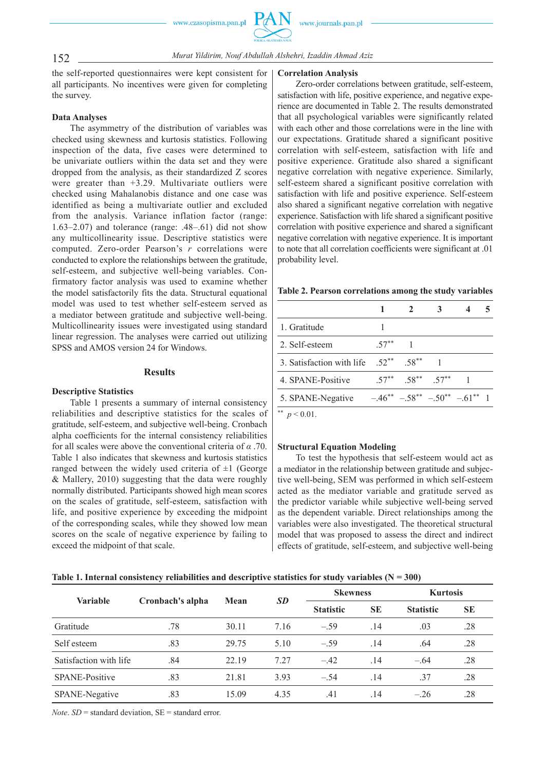the self-reported questionnaires were kept consistent for all participants. No incentives were given for completing the survey.

### Data Analyses

The asymmetry of the distribution of variables was checked using skewness and kurtosis statistics. Following inspection of the data, five cases were determined to be univariate outliers within the data set and they were dropped from the analysis, as their standardized Z scores were greater than +3.29. Multivariate outliers were checked using Mahalanobis distance and one case was identified as being a multivariate outlier and excluded from the analysis. Variance inflation factor (range: 1.63–2.07) and tolerance (range: .48–.61) did not show any multicollinearity issue. Descriptive statistics were computed. Zero-order Pearson's $r$ correlations were conducted to explore the relationships between the gratitude, self-esteem, and subjective well-being variables. Confirmatory factor analysis was used to examine whether the model satisfactorily fits the data. Structural equational model was used to test whether self-esteem served as a mediator between gratitude and subjective well-being. Multicollinearity issues were investigated using standard linear regression. The analyses were carried out utilizing SPSS and AMOS version 24 for Windows.

## Results

### Descriptive Statistics

Table 1 presents a summary of internal consistency reliabilities and descriptive statistics for the scales of gratitude, self-esteem, and subjective well-being. Cronbach alpha coefficients for the internal consistency reliabilities for all scales were above the conventional criteria of $\alpha$ .70. Table 1 also indicates that skewness and kurtosis statistics ranged between the widely used criteria of ±1 (George & Mallery, 2010) suggesting that the data were roughly normally distributed. Participants showed high mean scores on the scales of gratitude, self-esteem, satisfaction with life, and positive experience by exceeding the midpoint of the corresponding scales, while they showed low mean scores on the scale of negative experience by failing to exceed the midpoint of that scale.

### Correlation Analysis

Zero-order correlations between gratitude, self-esteem, satisfaction with life, positive experience, and negative experience are documented in Table 2. The results demonstrated that all psychological variables were significantly related with each other and those correlations were in the line with our expectations. Gratitude shared a significant positive correlation with self-esteem, satisfaction with life and positive experience. Gratitude also shared a significant negative correlation with negative experience. Similarly, self-esteem shared a significant positive correlation with satisfaction with life and positive experience. Self-esteem also shared a significant negative correlation with negative experience. Satisfaction with life shared a significant positive correlation with positive experience and shared a significant negative correlation with negative experience. It is important to note that all correlation coefficients were significant at .01 probability level.

**Table 2. Pearson correlations among the study variables**

| | 1 | 2 | 3 | 4 | 5 |
|---|---|---|---|---|---|
| 1. Gratitude | 1 | | | | |
| 2. Self-esteem | .57** | 1 | | | |
| 3. Satisfaction with life | .52** | .58** | 1 | | |
| 4. SPANE-Positive | .57** | .58** | .57** | 1 | |
| 5. SPANE-Negative | –.46** | –.58** | –.50** | –.61** | 1 |

** $p < 0.01$.

### Structural Equation Modeling

To test the hypothesis that self-esteem would act as a mediator in the relationship between gratitude and subjective well-being, SEM was performed in which self-esteem acted as the mediator variable and gratitude served as the predictor variable while subjective well-being served as the dependent variable. Direct relationships among the variables were also investigated. The theoretical structural model that was proposed to assess the direct and indirect effects of gratitude, self-esteem, and subjective well-being

**Table 1. Internal consistency reliabilities and descriptive statistics for study variables (N = 300)**

| Variable | Cronbach's alpha | Mean | *SD* | Skewness | | Kurtosis | |
|---|---|---|---|---|---|---|---|
| | | | | Statistic | SE | Statistic | SE |
| Gratitude | .78 | 30.11 | 7.16 | –.59 | .14 | .03 | .28 |
| Self esteem | .83 | 29.75 | 5.10 | –.59 | .14 | .64 | .28 |
| Satisfaction with life | .84 | 22.19 | 7.27 | –.42 | .14 | –.64 | .28 |
| SPANE-Positive | .83 | 21.81 | 3.93 | –.54 | .14 | .37 | .28 |
| SPANE-Negative | .83 | 15.09 | 4.35 | .41 | .14 | –.26 | .28 |

*Note*. *SD* = standard deviation, SE = standard error.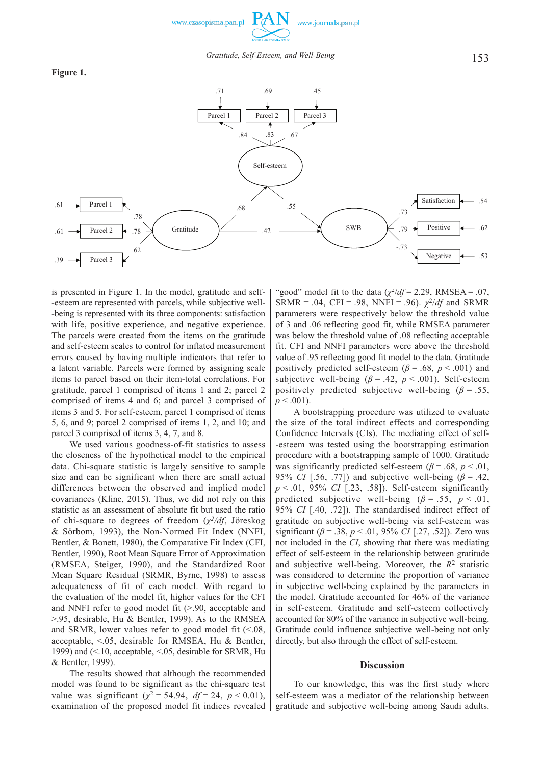**Figure 1.**

is presented in Figure 1. In the model, gratitude and self-esteem are represented with parcels, while subjective well-being is represented with its three components: satisfaction with life, positive experience, and negative experience. The parcels were created from the items on the gratitude and self-esteem scales to control for inflated measurement errors caused by having multiple indicators that refer to a latent variable. Parcels were formed by assigning scale items to parcel based on their item-total correlations. For gratitude, parcel 1 comprised of items 1 and 2; parcel 2 comprised of items 4 and 6; and parcel 3 comprised of items 3 and 5. For self-esteem, parcel 1 comprised of items 5, 6, and 9; parcel 2 comprised of items 1, 2, and 10; and parcel 3 comprised of items 3, 4, 7, and 8.

We used various goodness-of-fit statistics to assess the closeness of the hypothetical model to the empirical data. Chi-square statistic is largely sensitive to sample size and can be significant when there are small actual differences between the observed and implied model covariances (Kline, 2015). Thus, we did not rely on this statistic as an assessment of absolute fit but used the ratio of chi-square to degrees of freedom ($\chi^2/df$, Jöreskog & Sörbom, 1993), the Non-Normed Fit Index (NNFI, Bentler, & Bonett, 1980), the Comparative Fit Index (CFI, Bentler, 1990), Root Mean Square Error of Approximation (RMSEA, Steiger, 1990), and the Standardized Root Mean Square Residual (SRMR, Byrne, 1998) to assess adequateness of fit of each model. With regard to the evaluation of the model fit, higher values for the CFI and NNFI refer to good model fit (>.90, acceptable and >.95, desirable, Hu & Bentler, 1999). As to the RMSEA and SRMR, lower values refer to good model fit (<.08, acceptable, <.05, desirable for RMSEA, Hu & Bentler, 1999) and (<.10, acceptable, <.05, desirable for SRMR, Hu & Bentler, 1999).

The results showed that although the recommended model was found to be significant as the chi-square test value was significant ($\chi^2 = 54.94$, $df = 24$, $p < 0.01$), examination of the proposed model fit indices revealed "good" model fit to the data ($\chi^2/df = 2.29$, RMSEA = .07, SRMR = .04, CFI = .98, NNFI = .96). $\chi^2/df$ and SRMR parameters were respectively below the threshold value of 3 and .06 reflecting good fit, while RMSEA parameter was below the threshold value of .08 reflecting acceptable fit. CFI and NNFI parameters were above the threshold value of .95 reflecting good fit model to the data. Gratitude positively predicted self-esteem ($\beta = .68$, $p < .001$) and subjective well-being ($\beta = .42$, $p < .001$). Self-esteem positively predicted subjective well-being ($\beta = .55$, $p < .001$).

A bootstrapping procedure was utilized to evaluate the size of the total indirect effects and corresponding Confidence Intervals (CIs). The mediating effect of self-esteem was tested using the bootstrapping estimation procedure with a bootstrapping sample of 1000. Gratitude was significantly predicted self-esteem ($\beta = .68$, $p < .01$, 95% *CI* [.56, .77]) and subjective well-being ($\beta = .42$, $p < .01$, 95% *CI* [.23, .58]). Self-esteem significantly predicted subjective well-being ($\beta = .55$, $p < .01$, 95% *CI* [.40, .72]). The standardised indirect effect of gratitude on subjective well-being via self-esteem was significant ($\beta = .38$, $p < .01$, 95% *CI* [.27, .52]). Zero was not included in the *CI*, showing that there was mediating effect of self-esteem in the relationship between gratitude and subjective well-being. Moreover, the $R^2$ statistic was considered to determine the proportion of variance in subjective well-being explained by the parameters in the model. Gratitude accounted for 46% of the variance in self-esteem. Gratitude and self-esteem collectively accounted for 80% of the variance in subjective well-being. Gratitude could influence subjective well-being not only directly, but also through the effect of self-esteem.

## Discussion

To our knowledge, this was the first study where self-esteem was a mediator of the relationship between gratitude and subjective well-being among Saudi adults.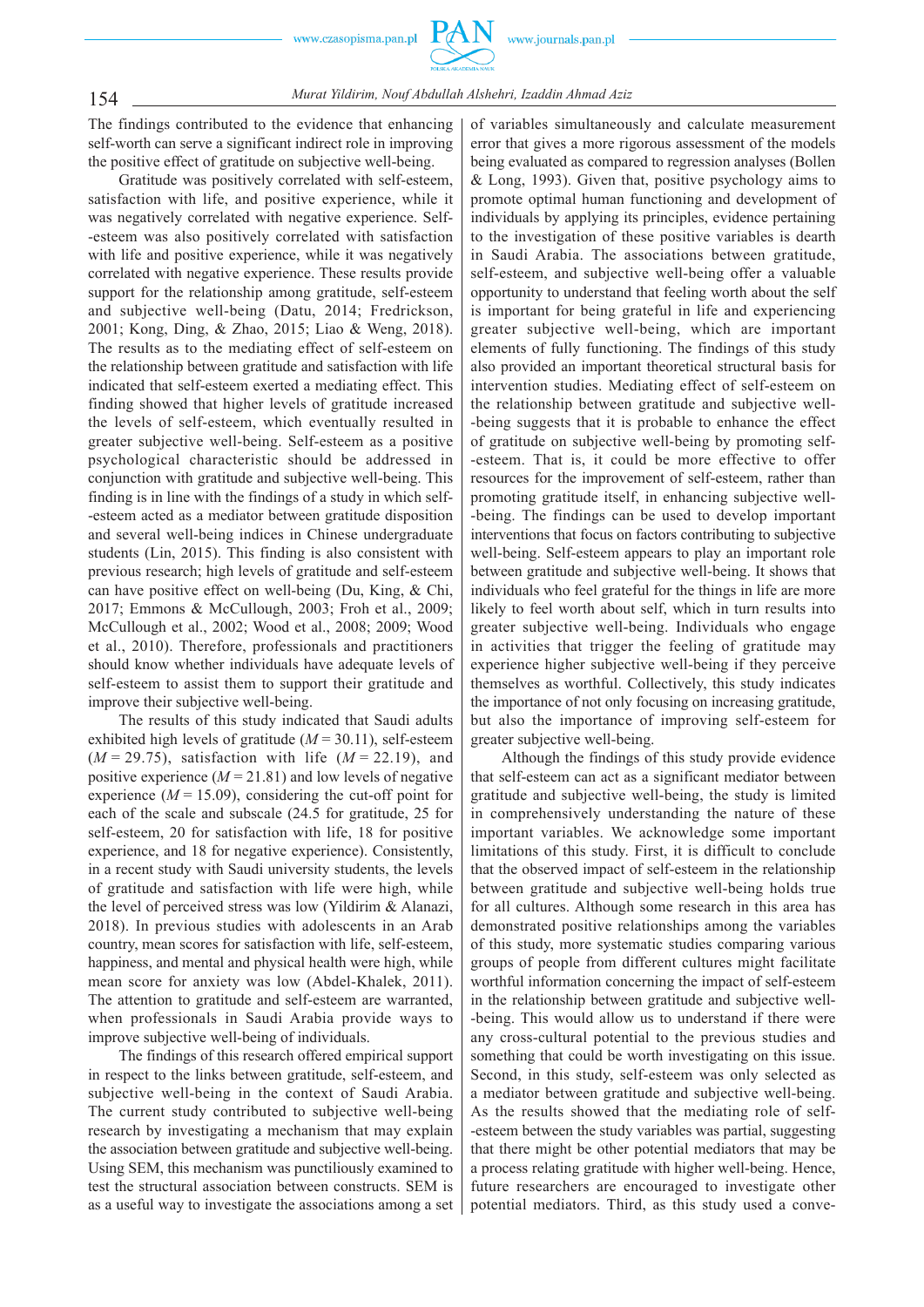The findings contributed to the evidence that enhancing self-worth can serve a significant indirect role in improving the positive effect of gratitude on subjective well-being.

Gratitude was positively correlated with self-esteem, satisfaction with life, and positive experience, while it was negatively correlated with negative experience. Self-esteem was also positively correlated with satisfaction with life and positive experience, while it was negatively correlated with negative experience. These results provide support for the relationship among gratitude, self-esteem and subjective well-being (Datu, 2014; Fredrickson, 2001; Kong, Ding, & Zhao, 2015; Liao & Weng, 2018). The results as to the mediating effect of self-esteem on the relationship between gratitude and satisfaction with life indicated that self-esteem exerted a mediating effect. This finding showed that higher levels of gratitude increased the levels of self-esteem, which eventually resulted in greater subjective well-being. Self-esteem as a positive psychological characteristic should be addressed in conjunction with gratitude and subjective well-being. This finding is in line with the findings of a study in which self-esteem acted as a mediator between gratitude disposition and several well-being indices in Chinese undergraduate students (Lin, 2015). This finding is also consistent with previous research; high levels of gratitude and self-esteem can have positive effect on well-being (Du, King, & Chi, 2017; Emmons & McCullough, 2003; Froh et al., 2009; McCullough et al., 2002; Wood et al., 2008; 2009; Wood et al., 2010). Therefore, professionals and practitioners should know whether individuals have adequate levels of self-esteem to assist them to support their gratitude and improve their subjective well-being.

The results of this study indicated that Saudi adults exhibited high levels of gratitude ($M = 30.11$), self-esteem ($M = 29.75$), satisfaction with life ($M = 22.19$), and positive experience ($M = 21.81$) and low levels of negative experience ($M = 15.09$), considering the cut-off point for each of the scale and subscale (24.5 for gratitude, 25 for self-esteem, 20 for satisfaction with life, 18 for positive experience, and 18 for negative experience). Consistently, in a recent study with Saudi university students, the levels of gratitude and satisfaction with life were high, while the level of perceived stress was low (Yildirim & Alanazi, 2018). In previous studies with adolescents in an Arab country, mean scores for satisfaction with life, self-esteem, happiness, and mental and physical health were high, while mean score for anxiety was low (Abdel-Khalek, 2011). The attention to gratitude and self-esteem are warranted, when professionals in Saudi Arabia provide ways to improve subjective well-being of individuals.

The findings of this research offered empirical support in respect to the links between gratitude, self-esteem, and subjective well-being in the context of Saudi Arabia. The current study contributed to subjective well-being research by investigating a mechanism that may explain the association between gratitude and subjective well-being. Using SEM, this mechanism was punctiliously examined to test the structural association between constructs. SEM is as a useful way to investigate the associations among a set of variables simultaneously and calculate measurement error that gives a more rigorous assessment of the models being evaluated as compared to regression analyses (Bollen & Long, 1993). Given that, positive psychology aims to promote optimal human functioning and development of individuals by applying its principles, evidence pertaining to the investigation of these positive variables is dearth in Saudi Arabia. The associations between gratitude, self-esteem, and subjective well-being offer a valuable opportunity to understand that feeling worth about the self is important for being grateful in life and experiencing greater subjective well-being, which are important elements of fully functioning. The findings of this study also provided an important theoretical structural basis for intervention studies. Mediating effect of self-esteem on the relationship between gratitude and subjective well-being suggests that it is probable to enhance the effect of gratitude on subjective well-being by promoting self-esteem. That is, it could be more effective to offer resources for the improvement of self-esteem, rather than promoting gratitude itself, in enhancing subjective well-being. The findings can be used to develop important interventions that focus on factors contributing to subjective well-being. Self-esteem appears to play an important role between gratitude and subjective well-being. It shows that individuals who feel grateful for the things in life are more likely to feel worth about self, which in turn results into greater subjective well-being. Individuals who engage in activities that trigger the feeling of gratitude may experience higher subjective well-being if they perceive themselves as worthful. Collectively, this study indicates the importance of not only focusing on increasing gratitude, but also the importance of improving self-esteem for greater subjective well-being.

Although the findings of this study provide evidence that self-esteem can act as a significant mediator between gratitude and subjective well-being, the study is limited in comprehensively understanding the nature of these important variables. We acknowledge some important limitations of this study. First, it is difficult to conclude that the observed impact of self-esteem in the relationship between gratitude and subjective well-being holds true for all cultures. Although some research in this area has demonstrated positive relationships among the variables of this study, more systematic studies comparing various groups of people from different cultures might facilitate worthful information concerning the impact of self-esteem in the relationship between gratitude and subjective well-being. This would allow us to understand if there were any cross-cultural potential to the previous studies and something that could be worth investigating on this issue. Second, in this study, self-esteem was only selected as a mediator between gratitude and subjective well-being. As the results showed that the mediating role of self-esteem between the study variables was partial, suggesting that there might be other potential mediators that may be a process relating gratitude with higher well-being. Hence, future researchers are encouraged to investigate other potential mediators. Third, as this study used a conve-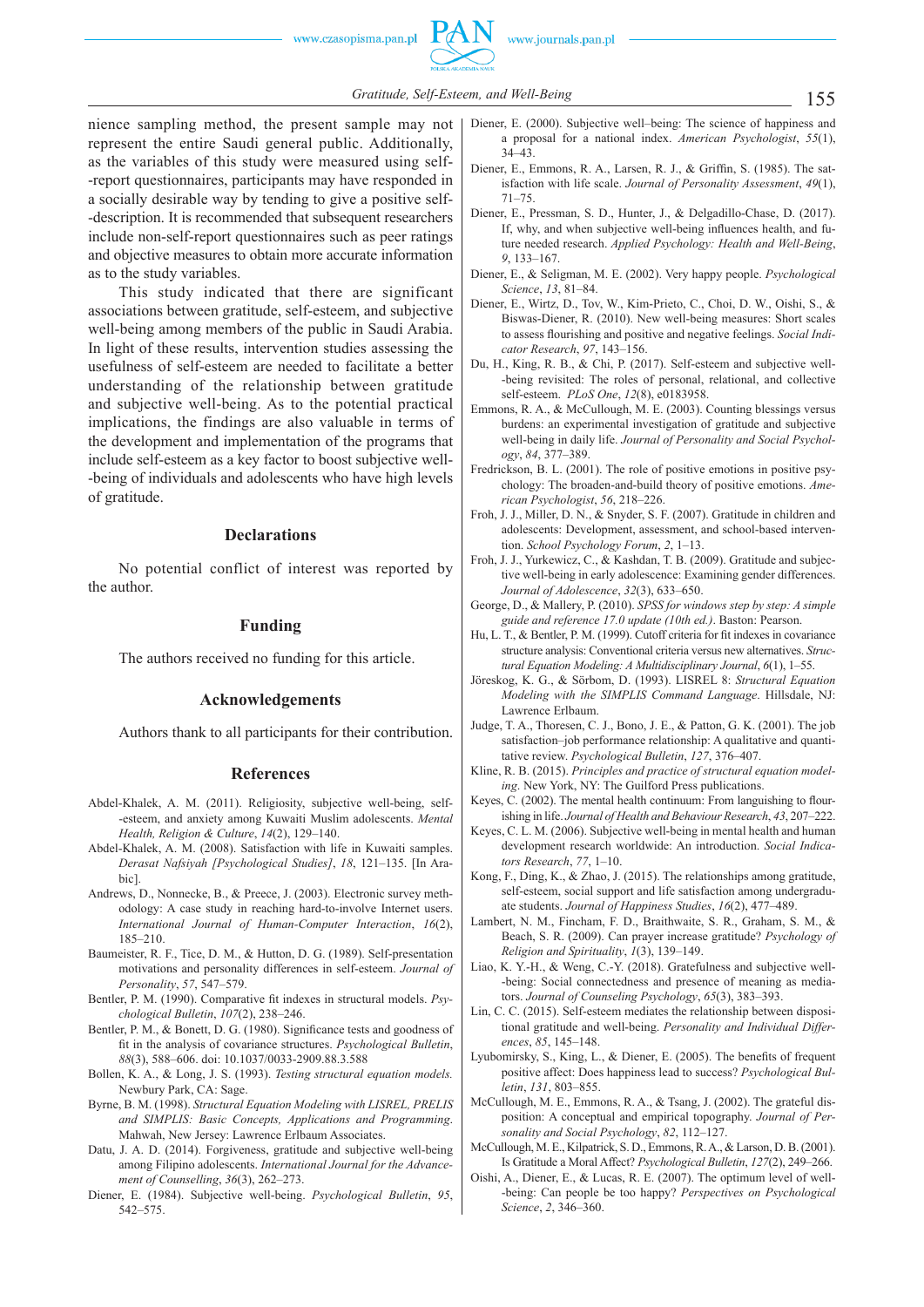nience sampling method, the present sample may not represent the entire Saudi general public. Additionally, as the variables of this study were measured using self-report questionnaires, participants may have responded in a socially desirable way by tending to give a positive self-description. It is recommended that subsequent researchers include non-self-report questionnaires such as peer ratings and objective measures to obtain more accurate information as to the study variables.

This study indicated that there are significant associations between gratitude, self-esteem, and subjective well-being among members of the public in Saudi Arabia. In light of these results, intervention studies assessing the usefulness of self-esteem are needed to facilitate a better understanding of the relationship between gratitude and subjective well-being. As to the potential practical implications, the findings are also valuable in terms of the development and implementation of the programs that include self-esteem as a key factor to boost subjective well-being of individuals and adolescents who have high levels of gratitude.

## Declarations

No potential conflict of interest was reported by the author.

## Funding

The authors received no funding for this article.

## Acknowledgements

Authors thank to all participants for their contribution.

## References

Abdel-Khalek, A. M. (2011). Religiosity, subjective well-being, self-esteem, and anxiety among Kuwaiti Muslim adolescents. *Mental Health, Religion & Culture*, *14*(2), 129–140.

Abdel-Khalek, A. M. (2008). Satisfaction with life in Kuwaiti samples. *Derasat Nafsiyah [Psychological Studies]*, *18*, 121–135. [In Arabic].

Andrews, D., Nonnecke, B., & Preece, J. (2003). Electronic survey methodology: A case study in reaching hard-to-involve Internet users. *International Journal of Human-Computer Interaction*, *16*(2), 185–210.

Baumeister, R. F., Tice, D. M., & Hutton, D. G. (1989). Self-presentation motivations and personality differences in self-esteem. *Journal of Personality*, *57*, 547–579.

Bentler, P. M. (1990). Comparative fit indexes in structural models. *Psychological Bulletin*, *107*(2), 238–246.

Bentler, P. M., & Bonett, D. G. (1980). Significance tests and goodness of fit in the analysis of covariance structures. *Psychological Bulletin*, *88*(3), 588–606. doi: 10.1037/0033-2909.88.3.588

Bollen, K. A., & Long, J. S. (1993). *Testing structural equation models.* Newbury Park, CA: Sage.

Byrne, B. M. (1998). *Structural Equation Modeling with LISREL, PRELIS and SIMPLIS: Basic Concepts, Applications and Programming*. Mahwah, New Jersey: Lawrence Erlbaum Associates.

Datu, J. A. D. (2014). Forgiveness, gratitude and subjective well-being among Filipino adolescents. *International Journal for the Advancement of Counselling*, *36*(3), 262–273.

Diener, E. (1984). Subjective well-being. *Psychological Bulletin*, *95*, 542–575.

Diener, E. (2000). Subjective well–being: The science of happiness and a proposal for a national index. *American Psychologist*, *55*(1), 34–43.

Diener, E., Emmons, R. A., Larsen, R. J., & Griffin, S. (1985). The satisfaction with life scale. *Journal of Personality Assessment*, *49*(1), 71–75.

Diener, E., Pressman, S. D., Hunter, J., & Delgadillo-Chase, D. (2017). If, why, and when subjective well-being influences health, and future needed research. *Applied Psychology: Health and Well-Being*, *9*, 133–167.

Diener, E., & Seligman, M. E. (2002). Very happy people. *Psychological Science*, *13*, 81–84.

Diener, E., Wirtz, D., Tov, W., Kim-Prieto, C., Choi, D. W., Oishi, S., & Biswas-Diener, R. (2010). New well-being measures: Short scales to assess flourishing and positive and negative feelings. *Social Indicator Research*, *97*, 143–156.

Du, H., King, R. B., & Chi, P. (2017). Self-esteem and subjective well-being revisited: The roles of personal, relational, and collective self-esteem. *PLoS One*, *12*(8), e0183958.

Emmons, R. A., & McCullough, M. E. (2003). Counting blessings versus burdens: an experimental investigation of gratitude and subjective well-being in daily life. *Journal of Personality and Social Psychology*, *84*, 377–389.

Fredrickson, B. L. (2001). The role of positive emotions in positive psychology: The broaden-and-build theory of positive emotions. *American Psychologist*, *56*, 218–226.

Froh, J. J., Miller, D. N., & Snyder, S. F. (2007). Gratitude in children and adolescents: Development, assessment, and school-based intervention. *School Psychology Forum*, *2*, 1–13.

Froh, J. J., Yurkewicz, C., & Kashdan, T. B. (2009). Gratitude and subjective well-being in early adolescence: Examining gender differences. *Journal of Adolescence*, *32*(3), 633–650.

George, D., & Mallery, P. (2010). *SPSS for windows step by step: A simple guide and reference 17.0 update (10th ed.)*. Baston: Pearson.

Hu, L. T., & Bentler, P. M. (1999). Cutoff criteria for fit indexes in covariance structure analysis: Conventional criteria versus new alternatives. *Structural Equation Modeling: A Multidisciplinary Journal*, *6*(1), 1–55.

Jöreskog, K. G., & Sörbom, D. (1993). LISREL 8: *Structural Equation Modeling with the SIMPLIS Command Language*. Hillsdale, NJ: Lawrence Erlbaum.

Judge, T. A., Thoresen, C. J., Bono, J. E., & Patton, G. K. (2001). The job satisfaction–job performance relationship: A qualitative and quantitative review. *Psychological Bulletin*, *127*, 376–407.

Kline, R. B. (2015). *Principles and practice of structural equation modeling*. New York, NY: The Guilford Press publications.

Keyes, C. (2002). The mental health continuum: From languishing to flourishing in life. *Journal of Health and Behaviour Research*, *43*, 207–222.

Keyes, C. L. M. (2006). Subjective well-being in mental health and human development research worldwide: An introduction. *Social Indicators Research*, *77*, 1–10.

Kong, F., Ding, K., & Zhao, J. (2015). The relationships among gratitude, self-esteem, social support and life satisfaction among undergraduate students. *Journal of Happiness Studies*, *16*(2), 477–489.

Lambert, N. M., Fincham, F. D., Braithwaite, S. R., Graham, S. M., & Beach, S. R. (2009). Can prayer increase gratitude? *Psychology of Religion and Spirituality*, *1*(3), 139–149.

Liao, K. Y.-H., & Weng, C.-Y. (2018). Gratefulness and subjective well-being: Social connectedness and presence of meaning as mediators. *Journal of Counseling Psychology*, *65*(3), 383–393.

Lin, C. C. (2015). Self-esteem mediates the relationship between dispositional gratitude and well-being. *Personality and Individual Differences*, *85*, 145–148.

Lyubomirsky, S., King, L., & Diener, E. (2005). The benefits of frequent positive affect: Does happiness lead to success? *Psychological Bulletin*, *131*, 803–855.

McCullough, M. E., Emmons, R. A., & Tsang, J. (2002). The grateful disposition: A conceptual and empirical topography. *Journal of Personality and Social Psychology*, *82*, 112–127.

McCullough, M. E., Kilpatrick, S. D., Emmons, R. A., & Larson, D. B. (2001). Is Gratitude a Moral Affect? *Psychological Bulletin*, *127*(2), 249–266.

Oishi, A., Diener, E., & Lucas, R. E. (2007). The optimum level of well-being: Can people be too happy? *Perspectives on Psychological Science*, *2*, 346–360.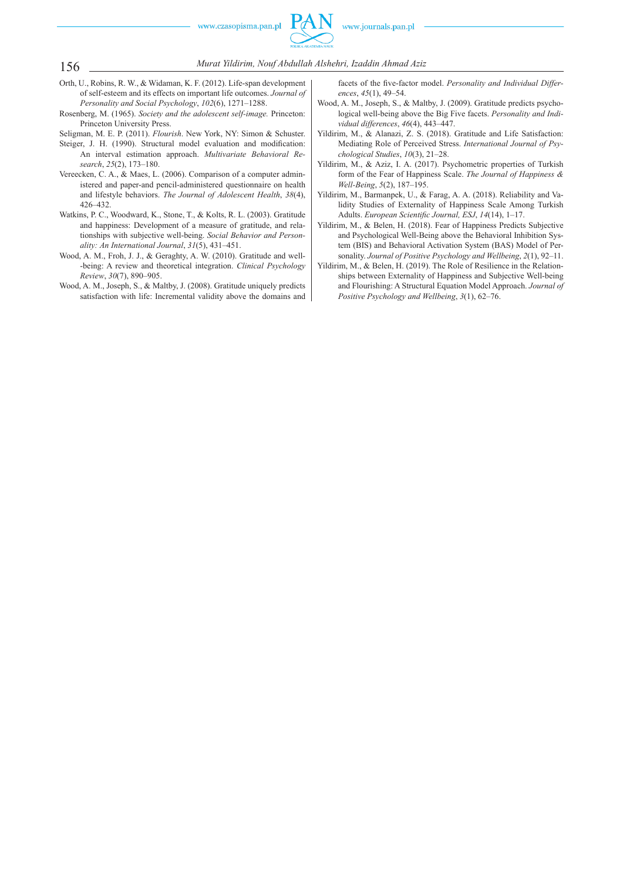Orth, U., Robins, R. W., & Widaman, K. F. (2012). Life-span development of self-esteem and its effects on important life outcomes. *Journal of Personality and Social Psychology*, *102*(6), 1271–1288.

Rosenberg, M. (1965). *Society and the adolescent self-image.* Princeton: Princeton University Press.

Seligman, M. E. P. (2011). *Flourish*. New York, NY: Simon & Schuster.

Steiger, J. H. (1990). Structural model evaluation and modification: An interval estimation approach. *Multivariate Behavioral Research*, *25*(2), 173–180.

Vereecken, C. A., & Maes, L. (2006). Comparison of a computer administered and paper-and pencil-administered questionnaire on health and lifestyle behaviors. *The Journal of Adolescent Health*, *38*(4), 426–432.

Watkins, P. C., Woodward, K., Stone, T., & Kolts, R. L. (2003). Gratitude and happiness: Development of a measure of gratitude, and relationships with subjective well-being. *Social Behavior and Personality: An International Journal*, *31*(5), 431–451.

Wood, A. M., Froh, J. J., & Geraghty, A. W. (2010). Gratitude and well-being: A review and theoretical integration. *Clinical Psychology Review*, *30*(7), 890–905.

Wood, A. M., Joseph, S., & Maltby, J. (2008). Gratitude uniquely predicts satisfaction with life: Incremental validity above the domains and facets of the five-factor model. *Personality and Individual Differences*, *45*(1), 49–54.

Wood, A. M., Joseph, S., & Maltby, J. (2009). Gratitude predicts psychological well-being above the Big Five facets. *Personality and Individual differences*, *46*(4), 443–447.

Yildirim, M., & Alanazi, Z. S. (2018). Gratitude and Life Satisfaction: Mediating Role of Perceived Stress. *International Journal of Psychological Studies*, *10*(3), 21–28.

Yildirim, M., & Aziz, I. A. (2017). Psychometric properties of Turkish form of the Fear of Happiness Scale. *The Journal of Happiness & Well-Being*, *5*(2), 187–195.

Yildirim, M., Barmanpek, U., & Farag, A. A. (2018). Reliability and Validity Studies of Externality of Happiness Scale Among Turkish Adults. *European Scientific Journal, ESJ*, *14*(14), 1–17.

Yildirim, M., & Belen, H. (2018). Fear of Happiness Predicts Subjective and Psychological Well-Being above the Behavioral Inhibition System (BIS) and Behavioral Activation System (BAS) Model of Personality. *Journal of Positive Psychology and Wellbeing*, *2*(1), 92–11.

Yildirim, M., & Belen, H. (2019). The Role of Resilience in the Relationships between Externality of Happiness and Subjective Well-being and Flourishing: A Structural Equation Model Approach. *Journal of Positive Psychology and Wellbeing*, *3*(1), 62–76.